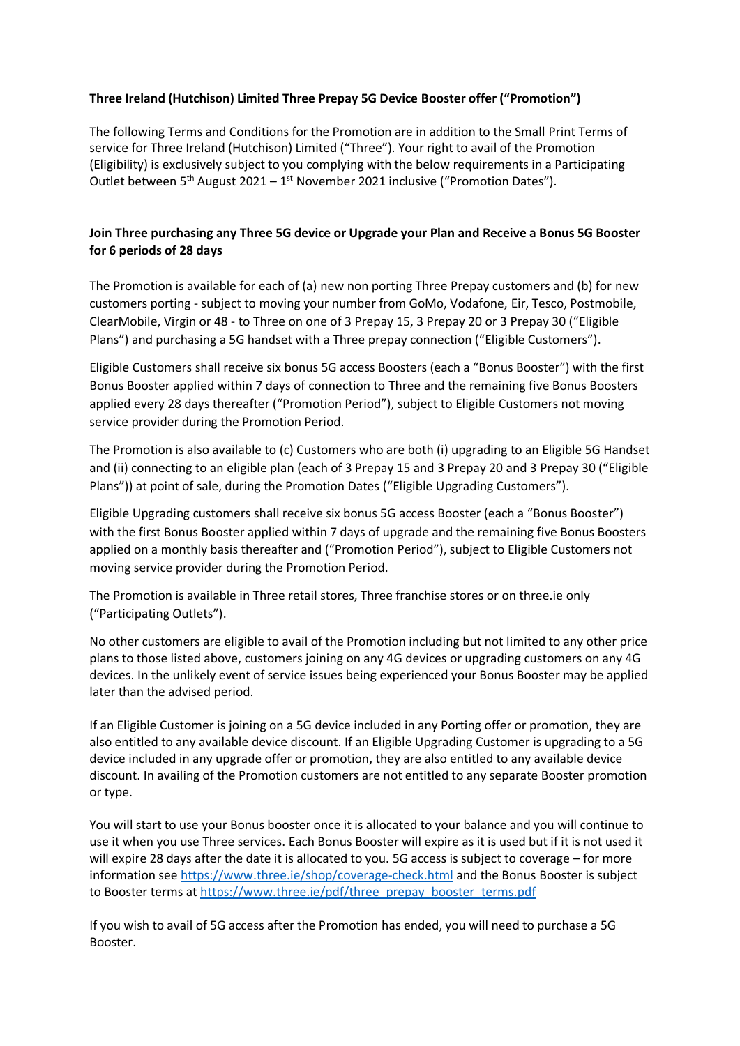**Three Ireland (Hutchison) Limited Three Prepay 5G Device Booster offer ("Promotion")**

The following Terms and Conditions for the Promotion are in addition to the Small Print Terms of service for Three Ireland (Hutchison) Limited ("Three"). Your right to avail of the Promotion (Eligibility) is exclusively subject to you complying with the below requirements in a Participating Outlet between 5th August 2021 – 1st November 2021 inclusive ("Promotion Dates").

**Join Three purchasing any Three 5G device or Upgrade your Plan and Receive a Bonus 5G Booster for 6 periods of 28 days**

The Promotion is available for each of (a) new non porting Three Prepay customers and (b) for new customers porting - subject to moving your number from GoMo, Vodafone, Eir, Tesco, Postmobile, ClearMobile, Virgin or 48 - to Three on one of 3 Prepay 15, 3 Prepay 20 or 3 Prepay 30 ("Eligible Plans") and purchasing a 5G handset with a Three prepay connection ("Eligible Customers").

Eligible Customers shall receive six bonus 5G access Boosters (each a "Bonus Booster") with the first Bonus Booster applied within 7 days of connection to Three and the remaining five Bonus Boosters applied every 28 days thereafter ("Promotion Period"), subject to Eligible Customers not moving service provider during the Promotion Period.

The Promotion is also available to (c) Customers who are both (i) upgrading to an Eligible 5G Handset and (ii) connecting to an eligible plan (each of 3 Prepay 15 and 3 Prepay 20 and 3 Prepay 30 ("Eligible Plans")) at point of sale, during the Promotion Dates ("Eligible Upgrading Customers").

Eligible Upgrading customers shall receive six bonus 5G access Booster (each a "Bonus Booster") with the first Bonus Booster applied within 7 days of upgrade and the remaining five Bonus Boosters applied on a monthly basis thereafter and ("Promotion Period"), subject to Eligible Customers not moving service provider during the Promotion Period.

The Promotion is available in Three retail stores, Three franchise stores or on three.ie only ("Participating Outlets").

No other customers are eligible to avail of the Promotion including but not limited to any other price plans to those listed above, customers joining on any 4G devices or upgrading customers on any 4G devices. In the unlikely event of service issues being experienced your Bonus Booster may be applied later than the advised period.

If an Eligible Customer is joining on a 5G device included in any Porting offer or promotion, they are also entitled to any available device discount. If an Eligible Upgrading Customer is upgrading to a 5G device included in any upgrade offer or promotion, they are also entitled to any available device discount. In availing of the Promotion customers are not entitled to any separate Booster promotion or type.

You will start to use your Bonus booster once it is allocated to your balance and you will continue to use it when you use Three services. Each Bonus Booster will expire as it is used but if it is not used it will expire 28 days after the date it is allocated to you. 5G access is subject to coverage – for more information see https://www.three.ie/shop/coverage-check.html and the Bonus Booster is subject to Booster terms at https://www.three.ie/pdf/three_prepay_booster_terms.pdf

If you wish to avail of 5G access after the Promotion has ended, you will need to purchase a 5G Booster.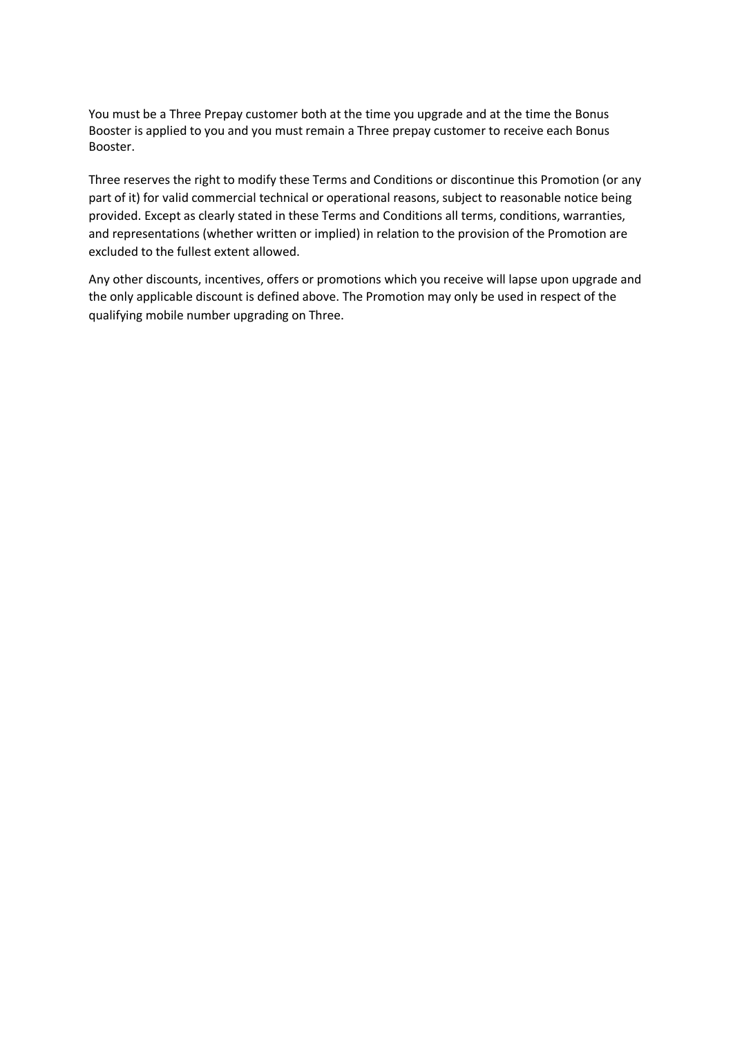You must be a Three Prepay customer both at the time you upgrade and at the time the Bonus Booster is applied to you and you must remain a Three prepay customer to receive each Bonus Booster.

Three reserves the right to modify these Terms and Conditions or discontinue this Promotion (or any part of it) for valid commercial technical or operational reasons, subject to reasonable notice being provided. Except as clearly stated in these Terms and Conditions all terms, conditions, warranties, and representations (whether written or implied) in relation to the provision of the Promotion are excluded to the fullest extent allowed.

Any other discounts, incentives, offers or promotions which you receive will lapse upon upgrade and the only applicable discount is defined above. The Promotion may only be used in respect of the qualifying mobile number upgrading on Three.